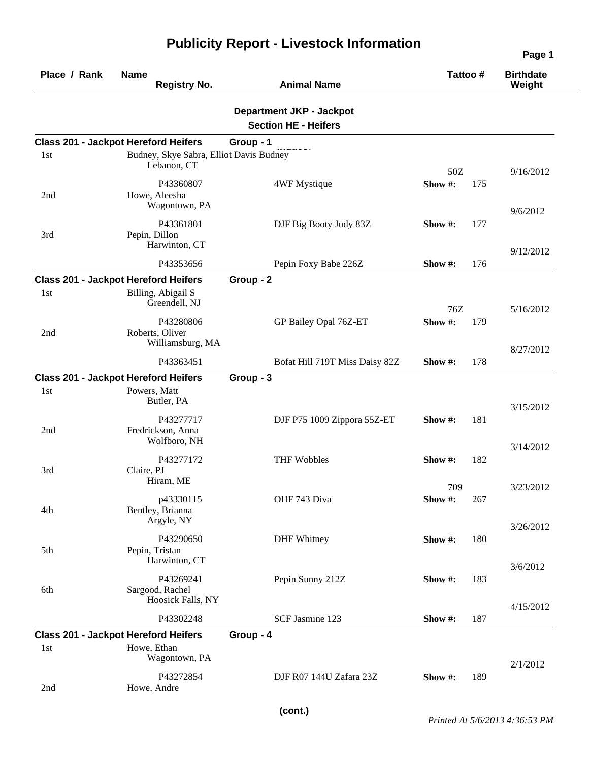# Publicity Report - Livestock Information

| Place / Rank | Name / Registry No. | Animal Name | Tattoo # | | Birthdate / Weight |
|---|---|---|---|---|---|

## Department JKP - Jackpot

### Section HE - Heifers

**Class 201 - Jackpot Hereford Heifers** **Group - 1**

| Place / Rank | Name / Registry No. | Animal Name | Tattoo # | | Birthdate / Weight |
|---|---|---|---|---|---|
| 1st | Budney, Skye Sabra, Elliot Davis Budney<br>Lebanon, CT<br>P43360807 | 4WF Mystique | 50Z<br>Show #: | 175 | 9/16/2012 |
| 2nd | Howe, Aleesha<br>Wagontown, PA<br>P43361801 | DJF Big Booty Judy 83Z | Show #: | 177 | 9/6/2012 |
| 3rd | Pepin, Dillon<br>Harwinton, CT<br>P43353656 | Pepin Foxy Babe 226Z | Show #: | 176 | 9/12/2012 |

**Class 201 - Jackpot Hereford Heifers** **Group - 2**

| Place / Rank | Name / Registry No. | Animal Name | Tattoo # | | Birthdate / Weight |
|---|---|---|---|---|---|
| 1st | Billing, Abigail S<br>Greendell, NJ<br>P43280806 | GP Bailey Opal 76Z-ET | 76Z<br>Show #: | 179 | 5/16/2012 |
| 2nd | Roberts, Oliver<br>Williamsburg, MA<br>P43363451 | Bofat Hill 719T Miss Daisy 82Z | Show #: | 178 | 8/27/2012 |

**Class 201 - Jackpot Hereford Heifers** **Group - 3**

| Place / Rank | Name / Registry No. | Animal Name | Tattoo # | | Birthdate / Weight |
|---|---|---|---|---|---|
| 1st | Powers, Matt<br>Butler, PA<br>P43277717 | DJF P75 1009 Zippora 55Z-ET | Show #: | 181 | 3/15/2012 |
| 2nd | Fredrickson, Anna<br>Wolfboro, NH<br>P43277172 | THF Wobbles | Show #: | 182 | 3/14/2012 |
| 3rd | Claire, PJ<br>Hiram, ME<br>p43330115 | OHF 743 Diva | 709<br>Show #: | 267 | 3/23/2012 |
| 4th | Bentley, Brianna<br>Argyle, NY<br>P43290650 | DHF Whitney | Show #: | 180 | 3/26/2012 |
| 5th | Pepin, Tristan<br>Harwinton, CT<br>P43269241 | Pepin Sunny 212Z | Show #: | 183 | 3/6/2012 |
| 6th | Sargood, Rachel<br>Hoosick Falls, NY<br>P43302248 | SCF Jasmine 123 | Show #: | 187 | 4/15/2012 |

**Class 201 - Jackpot Hereford Heifers** **Group - 4**

| Place / Rank | Name / Registry No. | Animal Name | Tattoo # | | Birthdate / Weight |
|---|---|---|---|---|---|
| 1st | Howe, Ethan<br>Wagontown, PA<br>P43272854 | DJF R07 144U Zafara 23Z | Show #: | 189 | 2/1/2012 |
| 2nd | Howe, Andre | | | | |

(cont.)

*Printed At 5/6/2013 4:36:53 PM*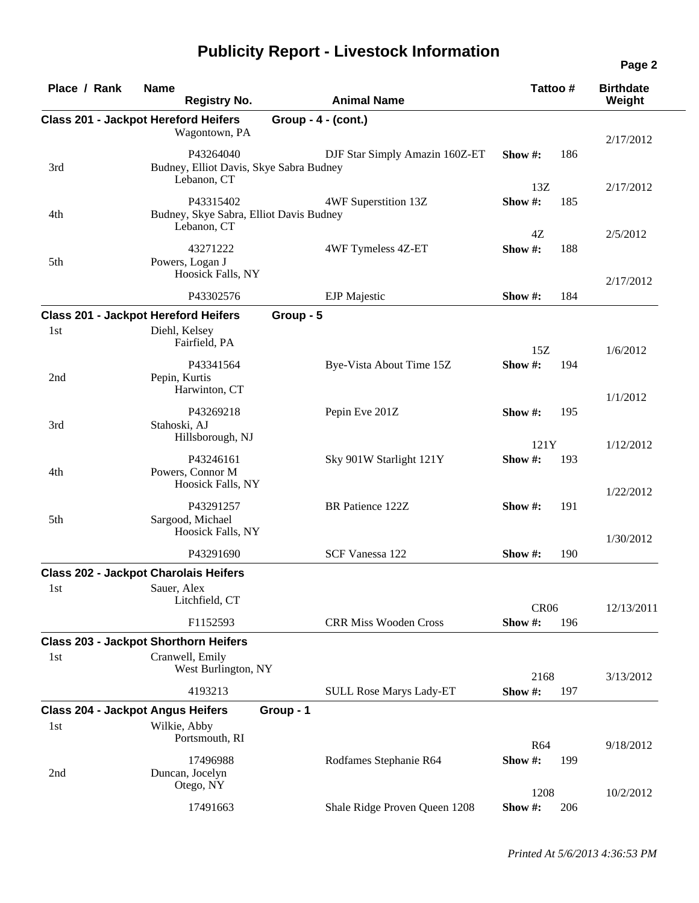# Publicity Report - Livestock Information

| Place / Rank | Name / Registry No. | Animal Name | Tattoo # | Birthdate / Weight |
|---|---|---|---|---|
| **Class 201 - Jackpot Hereford Heifers** | **Group - 4 - (cont.)** | | | |
| | Wagontown, PA | | | 2/17/2012 |
| | P43264040 | DJF Star Simply Amazin 160Z-ET | Show #: 186 | |
| 3rd | Budney, Elliot Davis, Skye Sabra Budney<br>Lebanon, CT | | 13Z | 2/17/2012 |
| | P43315402 | 4WF Superstition 13Z | Show #: 185 | |
| 4th | Budney, Skye Sabra, Elliot Davis Budney<br>Lebanon, CT | | 4Z | 2/5/2012 |
| | 43271222 | 4WF Tymeless 4Z-ET | Show #: 188 | |
| 5th | Powers, Logan J<br>Hoosick Falls, NY | | | 2/17/2012 |
| | P43302576 | EJP Majestic | Show #: 184 | |
| **Class 201 - Jackpot Hereford Heifers** | **Group - 5** | | | |
| 1st | Diehl, Kelsey<br>Fairfield, PA | | 15Z | 1/6/2012 |
| | P43341564 | Bye-Vista About Time 15Z | Show #: 194 | |
| 2nd | Pepin, Kurtis<br>Harwinton, CT | | | 1/1/2012 |
| | P43269218 | Pepin Eve 201Z | Show #: 195 | |
| 3rd | Stahoski, AJ<br>Hillsborough, NJ | | 121Y | 1/12/2012 |
| | P43246161 | Sky 901W Starlight 121Y | Show #: 193 | |
| 4th | Powers, Connor M<br>Hoosick Falls, NY | | | 1/22/2012 |
| | P43291257 | BR Patience 122Z | Show #: 191 | |
| 5th | Sargood, Michael<br>Hoosick Falls, NY | | | 1/30/2012 |
| | P43291690 | SCF Vanessa 122 | Show #: 190 | |
| **Class 202 - Jackpot Charolais Heifers** | | | | |
| 1st | Sauer, Alex<br>Litchfield, CT | | CR06 | 12/13/2011 |
| | F1152593 | CRR Miss Wooden Cross | Show #: 196 | |
| **Class 203 - Jackpot Shorthorn Heifers** | | | | |
| 1st | Cranwell, Emily<br>West Burlington, NY | | 2168 | 3/13/2012 |
| | 4193213 | SULL Rose Marys Lady-ET | Show #: 197 | |
| **Class 204 - Jackpot Angus Heifers** | **Group - 1** | | | |
| 1st | Wilkie, Abby<br>Portsmouth, RI | | R64 | 9/18/2012 |
| | 17496988 | Rodfames Stephanie R64 | Show #: 199 | |
| 2nd | Duncan, Jocelyn<br>Otego, NY | | 1208 | 10/2/2012 |
| | 17491663 | Shale Ridge Proven Queen 1208 | Show #: 206 | |

*Printed At 5/6/2013 4:36:53 PM*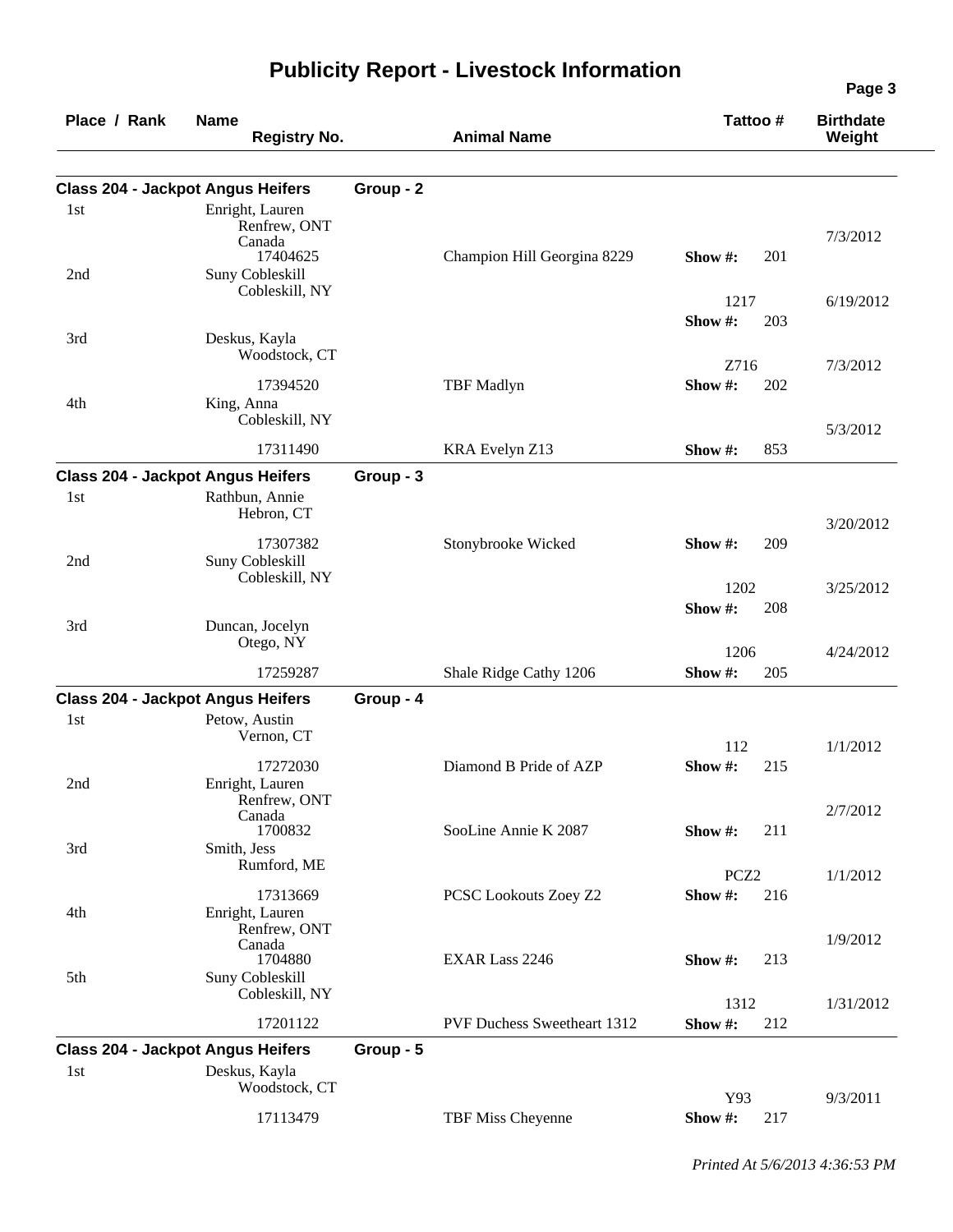# Publicity Report - Livestock Information

| Place / Rank | Name / Registry No. | Animal Name | Tattoo # | Birthdate / Weight |
|---|---|---|---|---|
| **Class 204 - Jackpot Angus Heifers** | **Group - 2** | | | |
| 1st | Enright, Lauren<br>Renfrew, ONT<br>Canada<br>17404625 | Champion Hill Georgina 8229 | Show #: 201 | 7/3/2012 |
| 2nd | Suny Cobleskill<br>Cobleskill, NY | | 1217<br>Show #: 203 | 6/19/2012 |
| 3rd | Deskus, Kayla<br>Woodstock, CT<br>17394520 | TBF Madlyn | Z716<br>Show #: 202 | 7/3/2012 |
| 4th | King, Anna<br>Cobleskill, NY<br>17311490 | KRA Evelyn Z13 | Show #: 853 | 5/3/2012 |
| **Class 204 - Jackpot Angus Heifers** | **Group - 3** | | | |
| 1st | Rathbun, Annie<br>Hebron, CT<br>17307382 | Stonybrooke Wicked | Show #: 209 | 3/20/2012 |
| 2nd | Suny Cobleskill<br>Cobleskill, NY | | 1202<br>Show #: 208 | 3/25/2012 |
| 3rd | Duncan, Jocelyn<br>Otego, NY<br>17259287 | Shale Ridge Cathy 1206 | 1206<br>Show #: 205 | 4/24/2012 |
| **Class 204 - Jackpot Angus Heifers** | **Group - 4** | | | |
| 1st | Petow, Austin<br>Vernon, CT<br>17272030 | Diamond B Pride of AZP | 112<br>Show #: 215 | 1/1/2012 |
| 2nd | Enright, Lauren<br>Renfrew, ONT<br>Canada<br>1700832 | SooLine Annie K 2087 | Show #: 211 | 2/7/2012 |
| 3rd | Smith, Jess<br>Rumford, ME<br>17313669 | PCSC Lookouts Zoey Z2 | PCZ2<br>Show #: 216 | 1/1/2012 |
| 4th | Enright, Lauren<br>Renfrew, ONT<br>Canada<br>1704880 | EXAR Lass 2246 | Show #: 213 | 1/9/2012 |
| 5th | Suny Cobleskill<br>Cobleskill, NY<br>17201122 | PVF Duchess Sweetheart 1312 | 1312<br>Show #: 212 | 1/31/2012 |
| **Class 204 - Jackpot Angus Heifers** | **Group - 5** | | | |
| 1st | Deskus, Kayla<br>Woodstock, CT<br>17113479 | TBF Miss Cheyenne | Y93<br>Show #: 217 | 9/3/2011 |

*Printed At 5/6/2013 4:36:53 PM*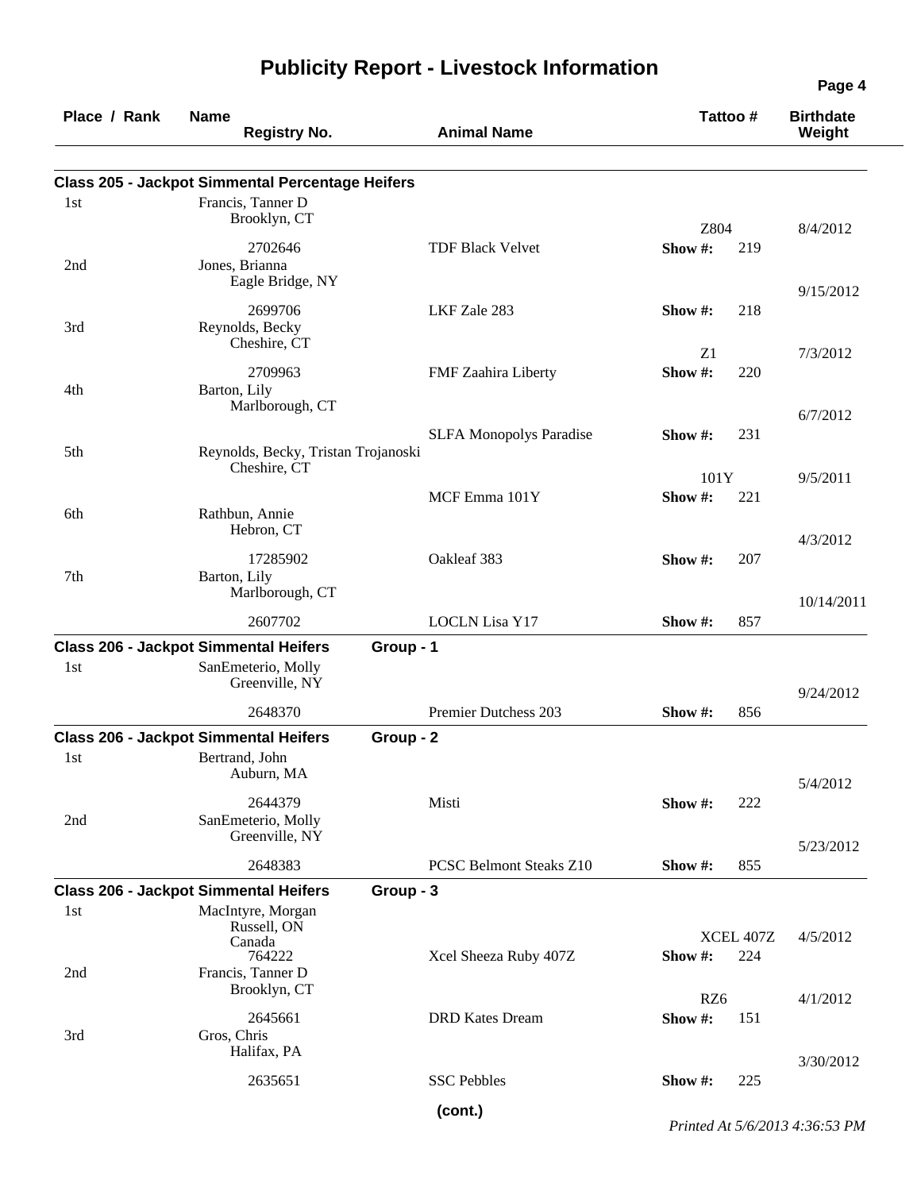# Publicity Report - Livestock Information

| Place / Rank | Name / Registry No. | Animal Name | Tattoo # | Show # | Birthdate / Weight |
|---|---|---|---|---|---|
| **Class 205 - Jackpot Simmental Percentage Heifers** | | | | | |
| 1st | Francis, Tanner D<br>Brooklyn, CT<br>2702646 | TDF Black Velvet | Z804 | 219 | 8/4/2012 |
| 2nd | Jones, Brianna<br>Eagle Bridge, NY<br>2699706 | LKF Zale 283 | | 218 | 9/15/2012 |
| 3rd | Reynolds, Becky<br>Cheshire, CT<br>2709963 | FMF Zaahira Liberty | Z1 | 220 | 7/3/2012 |
| 4th | Barton, Lily<br>Marlborough, CT | SLFA Monopolys Paradise | | 231 | 6/7/2012 |
| 5th | Reynolds, Becky, Tristan Trojanoski<br>Cheshire, CT | MCF Emma 101Y | 101Y | 221 | 9/5/2011 |
| 6th | Rathbun, Annie<br>Hebron, CT<br>17285902 | Oakleaf 383 | | 207 | 4/3/2012 |
| 7th | Barton, Lily<br>Marlborough, CT<br>2607702 | LOCLN Lisa Y17 | | 857 | 10/14/2011 |
| **Class 206 - Jackpot Simmental Heifers — Group - 1** | | | | | |
| 1st | SanEmeterio, Molly<br>Greenville, NY<br>2648370 | Premier Dutchess 203 | | 856 | 9/24/2012 |
| **Class 206 - Jackpot Simmental Heifers — Group - 2** | | | | | |
| 1st | Bertrand, John<br>Auburn, MA<br>2644379 | Misti | | 222 | 5/4/2012 |
| 2nd | SanEmeterio, Molly<br>Greenville, NY<br>2648383 | PCSC Belmont Steaks Z10 | | 855 | 5/23/2012 |
| **Class 206 - Jackpot Simmental Heifers — Group - 3** | | | | | |
| 1st | MacIntyre, Morgan<br>Russell, ON<br>Canada<br>764222 | Xcel Sheeza Ruby 407Z | XCEL 407Z | 224 | 4/5/2012 |
| 2nd | Francis, Tanner D<br>Brooklyn, CT<br>2645661 | DRD Kates Dream | RZ6 | 151 | 4/1/2012 |
| 3rd | Gros, Chris<br>Halifax, PA<br>2635651 | SSC Pebbles | | 225 | 3/30/2012 |

(cont.)

*Printed At 5/6/2013 4:36:53 PM*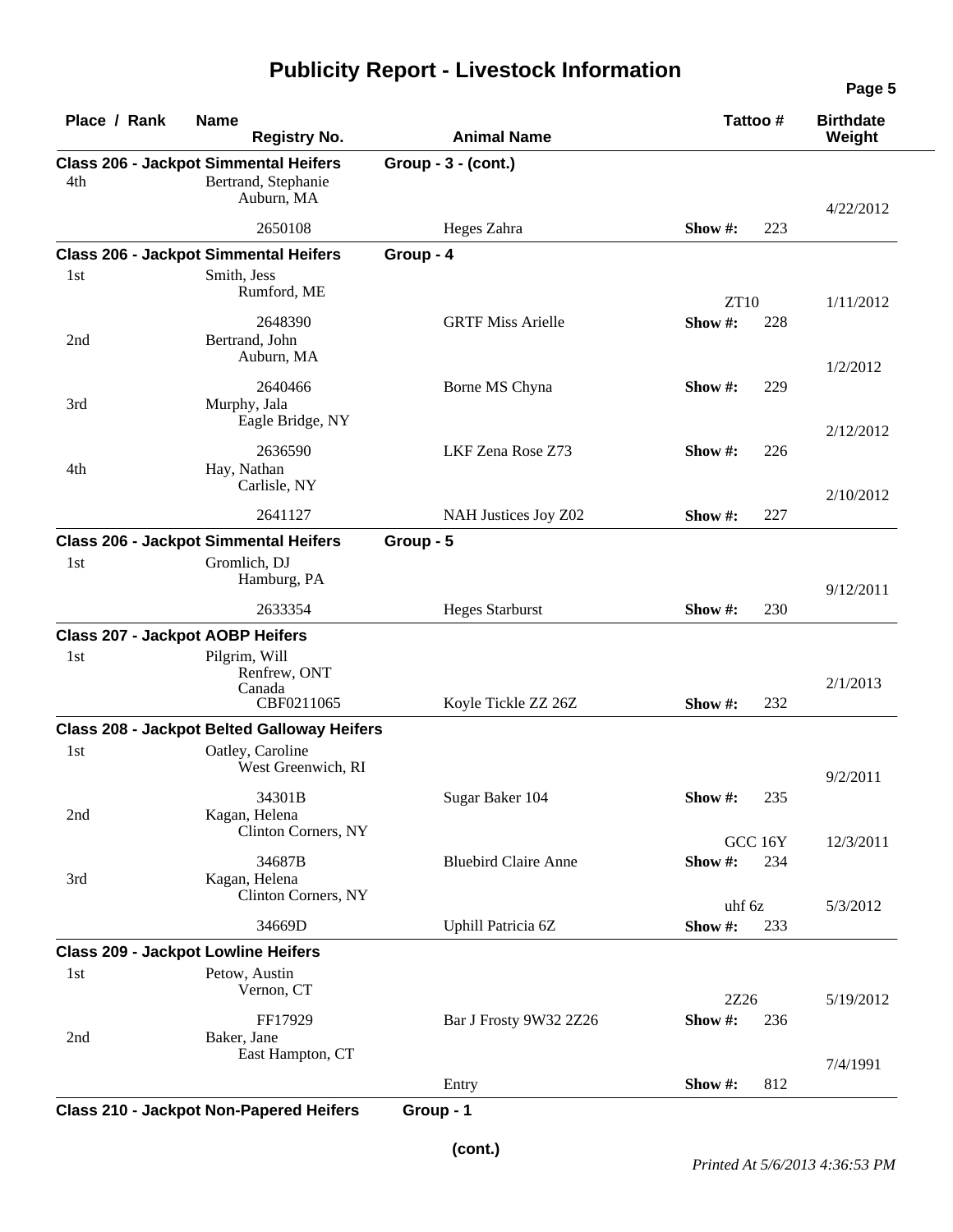# Publicity Report - Livestock Information

| Place / Rank | Name / Registry No. | Animal Name | Tattoo # | Birthdate / Weight |
|---|---|---|---|---|
| **Class 206 - Jackpot Simmental Heifers** | | **Group - 3 - (cont.)** | | |
| 4th | Bertrand, Stephanie<br>Auburn, MA<br>2650108 | Heges Zahra | Show #: 223 | 4/22/2012 |
| **Class 206 - Jackpot Simmental Heifers** | | **Group - 4** | | |
| 1st | Smith, Jess<br>Rumford, ME<br>2648390 | GRTF Miss Arielle | ZT10<br>Show #: 228 | 1/11/2012 |
| 2nd | Bertrand, John<br>Auburn, MA<br>2640466 | Borne MS Chyna | Show #: 229 | 1/2/2012 |
| 3rd | Murphy, Jala<br>Eagle Bridge, NY<br>2636590 | LKF Zena Rose Z73 | Show #: 226 | 2/12/2012 |
| 4th | Hay, Nathan<br>Carlisle, NY<br>2641127 | NAH Justices Joy Z02 | Show #: 227 | 2/10/2012 |
| **Class 206 - Jackpot Simmental Heifers** | | **Group - 5** | | |
| 1st | Gromlich, DJ<br>Hamburg, PA<br>2633354 | Heges Starburst | Show #: 230 | 9/12/2011 |
| **Class 207 - Jackpot AOBP Heifers** | | | | |
| 1st | Pilgrim, Will<br>Renfrew, ONT<br>Canada<br>CBF0211065 | Koyle Tickle ZZ 26Z | Show #: 232 | 2/1/2013 |
| **Class 208 - Jackpot Belted Galloway Heifers** | | | | |
| 1st | Oatley, Caroline<br>West Greenwich, RI<br>34301B | Sugar Baker 104 | Show #: 235 | 9/2/2011 |
| 2nd | Kagan, Helena<br>Clinton Corners, NY<br>34687B | Bluebird Claire Anne | GCC 16Y<br>Show #: 234 | 12/3/2011 |
| 3rd | Kagan, Helena<br>Clinton Corners, NY<br>34669D | Uphill Patricia 6Z | uhf 6z<br>Show #: 233 | 5/3/2012 |
| **Class 209 - Jackpot Lowline Heifers** | | | | |
| 1st | Petow, Austin<br>Vernon, CT<br>FF17929 | Bar J Frosty 9W32 2Z26 | 2Z26<br>Show #: 236 | 5/19/2012 |
| 2nd | Baker, Jane<br>East Hampton, CT | Entry | Show #: 812 | 7/4/1991 |
| **Class 210 - Jackpot Non-Papered Heifers** | | **Group - 1** | | |

(cont.)

*Printed At 5/6/2013 4:36:53 PM*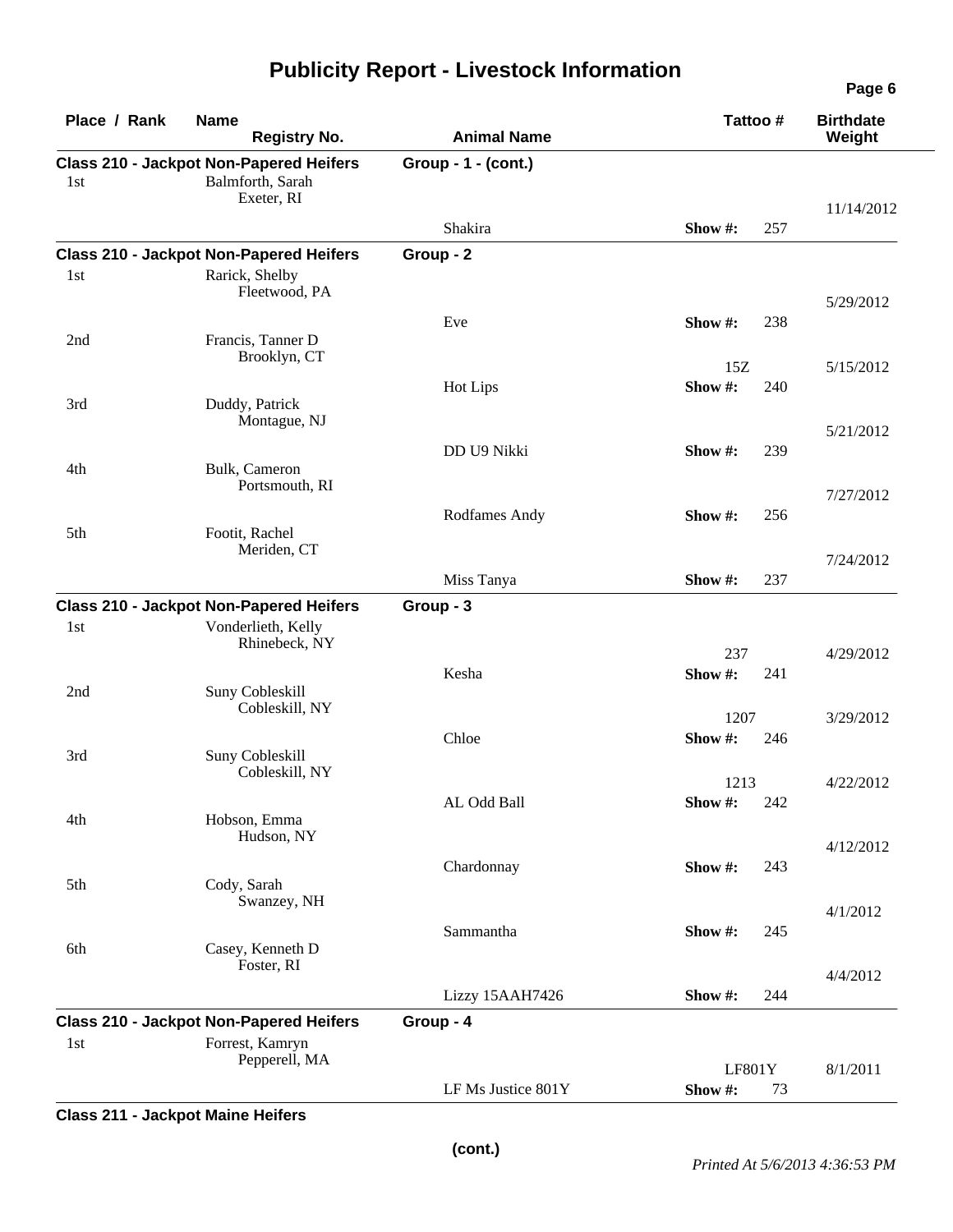# Publicity Report - Livestock Information

| Place / Rank | Name / Registry No. | Animal Name | Tattoo # | | Birthdate / Weight |
|---|---|---|---|---|---|
| **Class 210 - Jackpot Non-Papered Heifers** | | **Group - 1 - (cont.)** | | | |
| 1st | Balmforth, Sarah<br>Exeter, RI | Shakira | Show #: | 257 | 11/14/2012 |
| **Class 210 - Jackpot Non-Papered Heifers** | | **Group - 2** | | | |
| 1st | Rarick, Shelby<br>Fleetwood, PA | Eve | Show #: | 238 | 5/29/2012 |
| 2nd | Francis, Tanner D<br>Brooklyn, CT | Hot Lips | 15Z<br>Show #: | 240 | 5/15/2012 |
| 3rd | Duddy, Patrick<br>Montague, NJ | DD U9 Nikki | Show #: | 239 | 5/21/2012 |
| 4th | Bulk, Cameron<br>Portsmouth, RI | Rodfames Andy | Show #: | 256 | 7/27/2012 |
| 5th | Footit, Rachel<br>Meriden, CT | Miss Tanya | Show #: | 237 | 7/24/2012 |
| **Class 210 - Jackpot Non-Papered Heifers** | | **Group - 3** | | | |
| 1st | Vonderlieth, Kelly<br>Rhinebeck, NY | Kesha | 237<br>Show #: | 241 | 4/29/2012 |
| 2nd | Suny Cobleskill<br>Cobleskill, NY | Chloe | 1207<br>Show #: | 246 | 3/29/2012 |
| 3rd | Suny Cobleskill<br>Cobleskill, NY | AL Odd Ball | 1213<br>Show #: | 242 | 4/22/2012 |
| 4th | Hobson, Emma<br>Hudson, NY | Chardonnay | Show #: | 243 | 4/12/2012 |
| 5th | Cody, Sarah<br>Swanzey, NH | Sammantha | Show #: | 245 | 4/1/2012 |
| 6th | Casey, Kenneth D<br>Foster, RI | Lizzy 15AAH7426 | Show #: | 244 | 4/4/2012 |
| **Class 210 - Jackpot Non-Papered Heifers** | | **Group - 4** | | | |
| 1st | Forrest, Kamryn<br>Pepperell, MA | LF Ms Justice 801Y | LF801Y<br>Show #: | 73 | 8/1/2011 |

**Class 211 - Jackpot Maine Heifers**

**(cont.)**

*Printed At 5/6/2013 4:36:53 PM*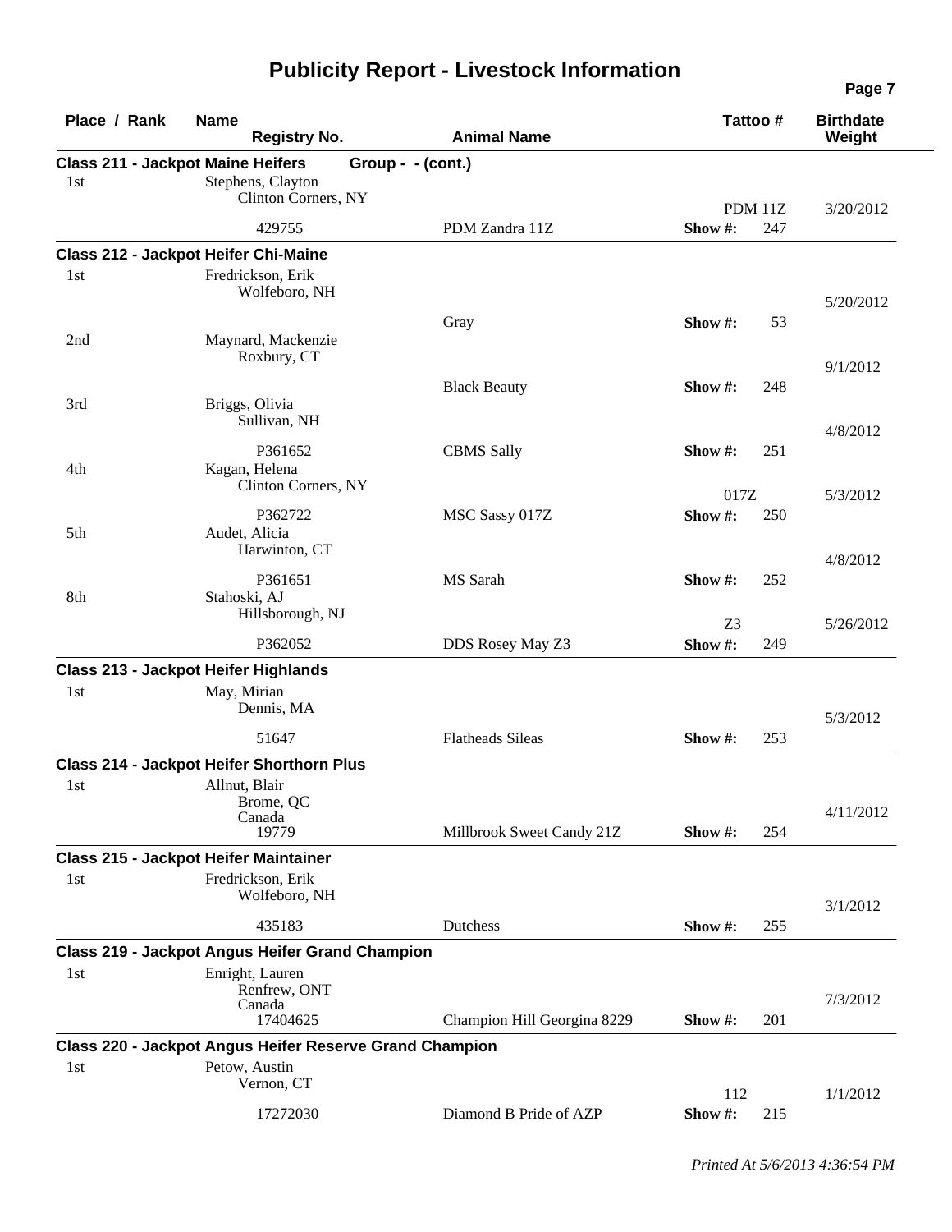# Publicity Report - Livestock Information

| Place / Rank | Name / Registry No. | Animal Name | Tattoo # | Birthdate / Weight |
|---|---|---|---|---|
| **Class 211 - Jackpot Maine Heifers Group - - (cont.)** | | | | |
| 1st | Stephens, Clayton<br>Clinton Corners, NY<br>429755 | PDM Zandra 11Z | PDM 11Z<br>Show #: 247 | 3/20/2012 |
| **Class 212 - Jackpot Heifer Chi-Maine** | | | | |
| 1st | Fredrickson, Erik<br>Wolfeboro, NH | Gray | Show #: 53 | 5/20/2012 |
| 2nd | Maynard, Mackenzie<br>Roxbury, CT | Black Beauty | Show #: 248 | 9/1/2012 |
| 3rd | Briggs, Olivia<br>Sullivan, NH<br>P361652 | CBMS Sally | Show #: 251 | 4/8/2012 |
| 4th | Kagan, Helena<br>Clinton Corners, NY<br>P362722 | MSC Sassy 017Z | 017Z<br>Show #: 250 | 5/3/2012 |
| 5th | Audet, Alicia<br>Harwinton, CT<br>P361651 | MS Sarah | Show #: 252 | 4/8/2012 |
| 8th | Stahoski, AJ<br>Hillsborough, NJ<br>P362052 | DDS Rosey May Z3 | Z3<br>Show #: 249 | 5/26/2012 |
| **Class 213 - Jackpot Heifer Highlands** | | | | |
| 1st | May, Mirian<br>Dennis, MA<br>51647 | Flatheads Sileas | Show #: 253 | 5/3/2012 |
| **Class 214 - Jackpot Heifer Shorthorn Plus** | | | | |
| 1st | Allnut, Blair<br>Brome, QC<br>Canada<br>19779 | Millbrook Sweet Candy 21Z | Show #: 254 | 4/11/2012 |
| **Class 215 - Jackpot Heifer Maintainer** | | | | |
| 1st | Fredrickson, Erik<br>Wolfeboro, NH<br>435183 | Dutchess | Show #: 255 | 3/1/2012 |
| **Class 219 - Jackpot Angus Heifer Grand Champion** | | | | |
| 1st | Enright, Lauren<br>Renfrew, ONT<br>Canada<br>17404625 | Champion Hill Georgina 8229 | Show #: 201 | 7/3/2012 |
| **Class 220 - Jackpot Angus Heifer Reserve Grand Champion** | | | | |
| 1st | Petow, Austin<br>Vernon, CT<br>17272030 | Diamond B Pride of AZP | 112<br>Show #: 215 | 1/1/2012 |

*Printed At 5/6/2013 4:36:54 PM*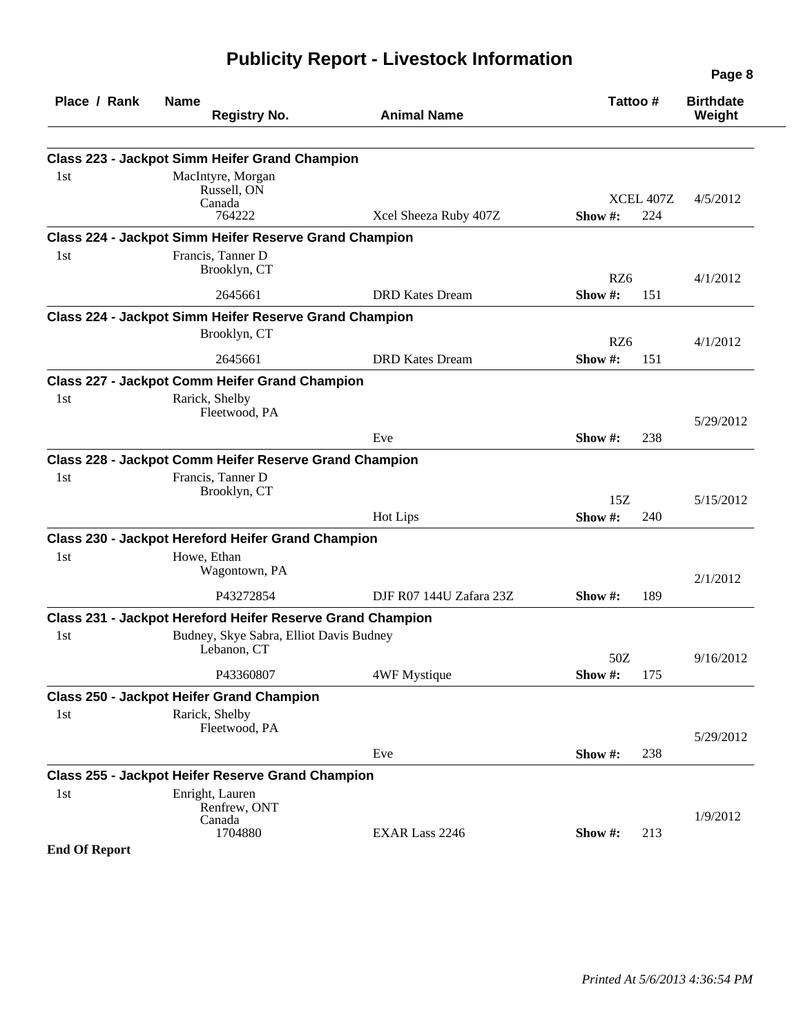# Publicity Report - Livestock Information

| Place / Rank | Name / Registry No. | Animal Name | Tattoo # | Birthdate / Weight |
|---|---|---|---|---|
| **Class 223 - Jackpot Simm Heifer Grand Champion** | | | | |
| 1st | MacIntyre, Morgan<br>Russell, ON<br>Canada<br>764222 | Xcel Sheeza Ruby 407Z | XCEL 407Z<br>Show #: 224 | 4/5/2012 |
| **Class 224 - Jackpot Simm Heifer Reserve Grand Champion** | | | | |
| 1st | Francis, Tanner D<br>Brooklyn, CT<br>2645661 | DRD Kates Dream | RZ6<br>Show #: 151 | 4/1/2012 |
| **Class 224 - Jackpot Simm Heifer Reserve Grand Champion** | | | | |
| | Brooklyn, CT<br>2645661 | DRD Kates Dream | RZ6<br>Show #: 151 | 4/1/2012 |
| **Class 227 - Jackpot Comm Heifer Grand Champion** | | | | |
| 1st | Rarick, Shelby<br>Fleetwood, PA | Eve | Show #: 238 | 5/29/2012 |
| **Class 228 - Jackpot Comm Heifer Reserve Grand Champion** | | | | |
| 1st | Francis, Tanner D<br>Brooklyn, CT | Hot Lips | 15Z<br>Show #: 240 | 5/15/2012 |
| **Class 230 - Jackpot Hereford Heifer Grand Champion** | | | | |
| 1st | Howe, Ethan<br>Wagontown, PA<br>P43272854 | DJF R07 144U Zafara 23Z | Show #: 189 | 2/1/2012 |
| **Class 231 - Jackpot Hereford Heifer Reserve Grand Champion** | | | | |
| 1st | Budney, Skye Sabra, Elliot Davis Budney<br>Lebanon, CT<br>P43360807 | 4WF Mystique | 50Z<br>Show #: 175 | 9/16/2012 |
| **Class 250 - Jackpot Heifer Grand Champion** | | | | |
| 1st | Rarick, Shelby<br>Fleetwood, PA | Eve | Show #: 238 | 5/29/2012 |
| **Class 255 - Jackpot Heifer Reserve Grand Champion** | | | | |
| 1st | Enright, Lauren<br>Renfrew, ONT<br>Canada<br>1704880 | EXAR Lass 2246 | Show #: 213 | 1/9/2012 |

**End Of Report**

*Printed At 5/6/2013 4:36:54 PM*